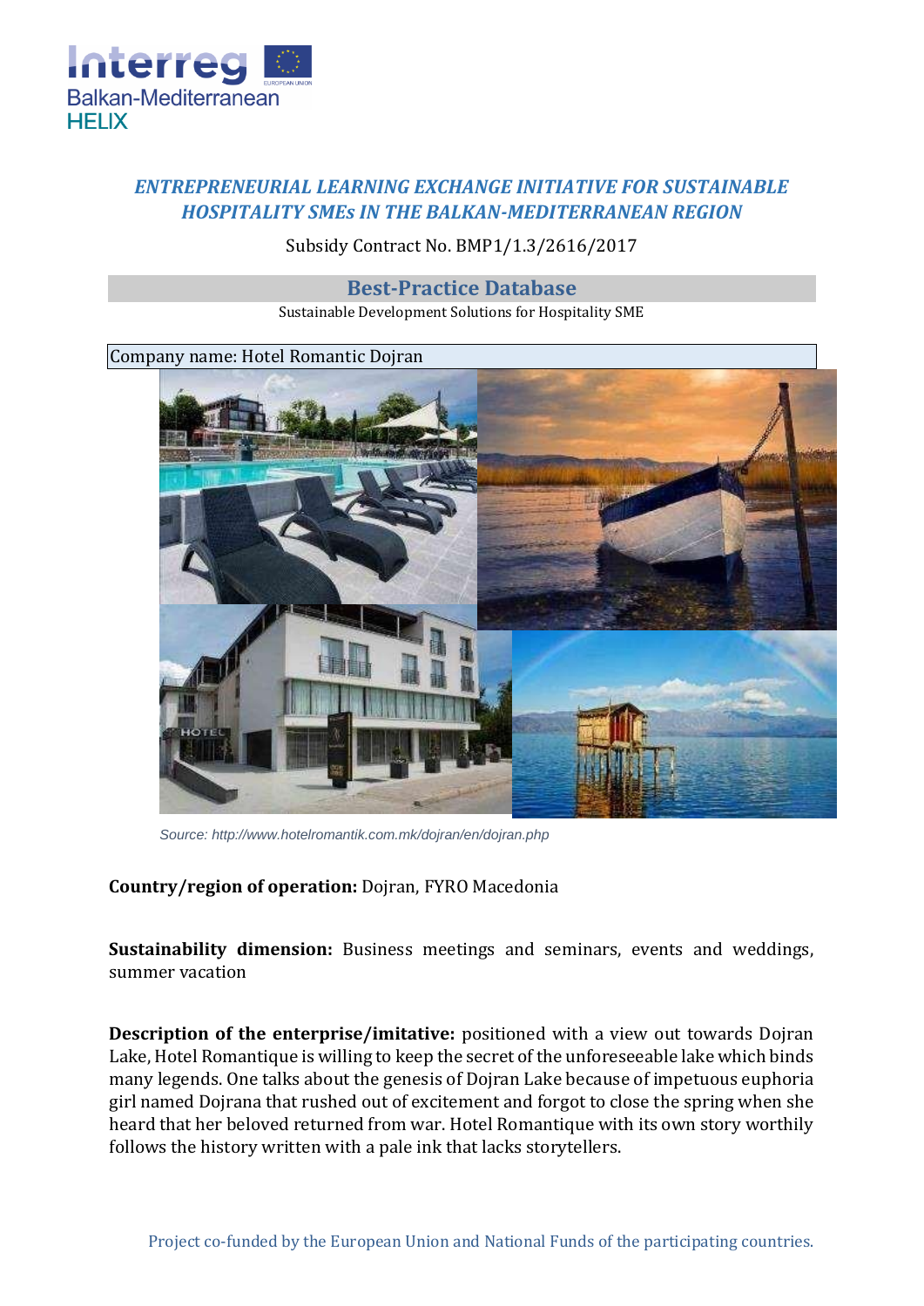*ENTREPRENEURIAL LEARNING EXCHANGE INITIATIVE FOR SUSTAINABLE HOSPITALITY SMEs IN THE BALKAN-MEDITERRANEAN REGION*

Subsidy Contract No. BMP1/1.3/2616/2017

## Best-Practice Database

Sustainable Development Solutions for Hospitality SME

Company name: Hotel Romantic Dojran

*Source: http://www.hotelromantik.com.mk/dojran/en/dojran.php*

**Country/region of operation:** Dojran, FYRO Macedonia

**Sustainability dimension:** Business meetings and seminars, events and weddings, summer vacation

**Description of the enterprise/imitative:** positioned with a view out towards Dojran Lake, Hotel Romantique is willing to keep the secret of the unforeseeable lake which binds many legends. One talks about the genesis of Dojran Lake because of impetuous euphoria girl named Dojrana that rushed out of excitement and forgot to close the spring when she heard that her beloved returned from war. Hotel Romantique with its own story worthily follows the history written with a pale ink that lacks storytellers.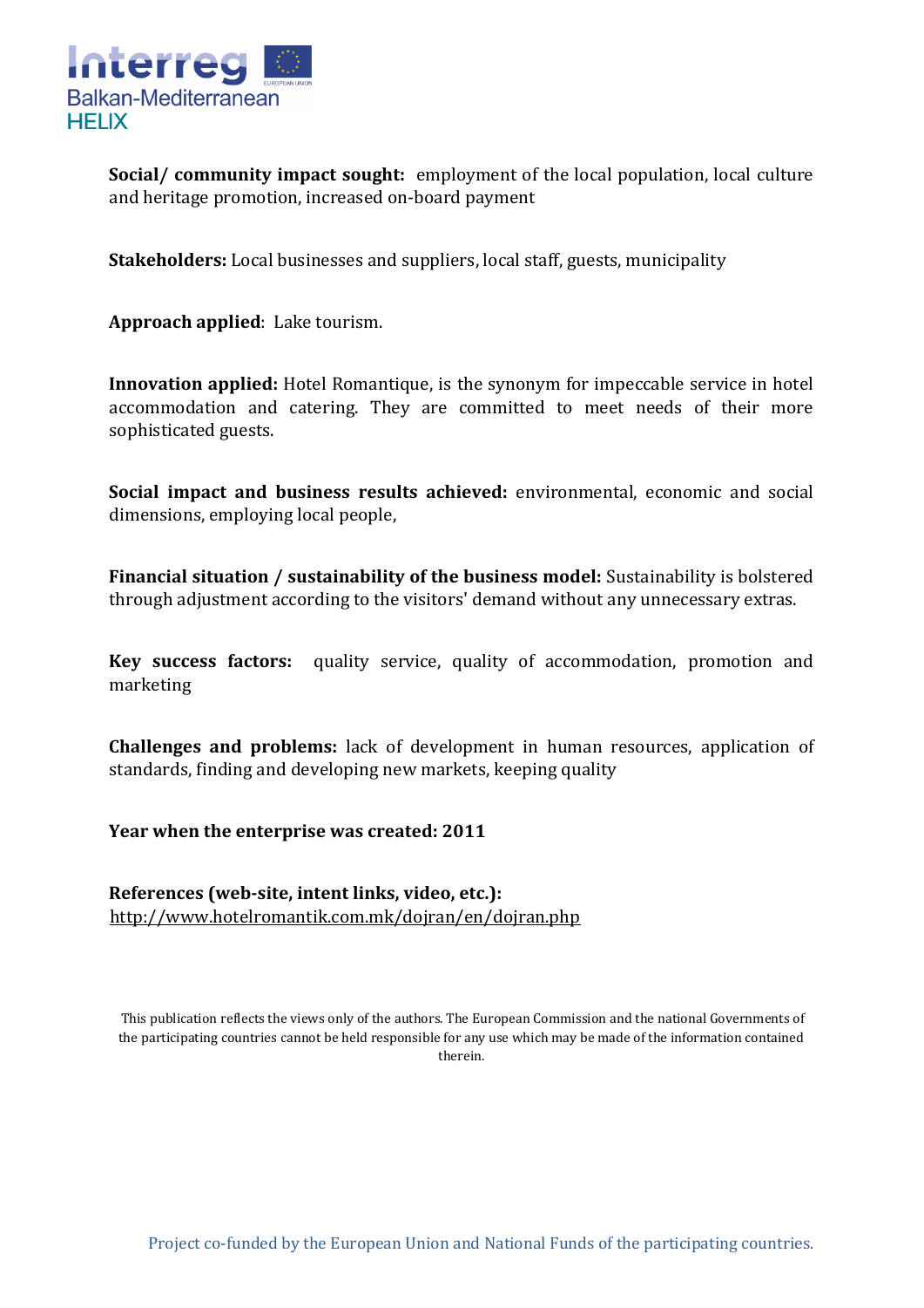**Social/ community impact sought:** employment of the local population, local culture and heritage promotion, increased on-board payment

**Stakeholders:** Local businesses and suppliers, local staff, guests, municipality

**Approach applied**: Lake tourism.

**Innovation applied:** Hotel Romantique, is the synonym for impeccable service in hotel accommodation and catering. They are committed to meet needs of their more sophisticated guests.

**Social impact and business results achieved:** environmental, economic and social dimensions, employing local people,

**Financial situation / sustainability of the business model:** Sustainability is bolstered through adjustment according to the visitors' demand without any unnecessary extras.

**Key success factors:** quality service, quality of accommodation, promotion and marketing

**Challenges and problems:** lack of development in human resources, application of standards, finding and developing new markets, keeping quality

**Year when the enterprise was created: 2011**

**References (web-site, intent links, video, etc.):**
http://www.hotelromantik.com.mk/dojran/en/dojran.php

This publication reflects the views only of the authors. The European Commission and the national Governments of the participating countries cannot be held responsible for any use which may be made of the information contained therein.